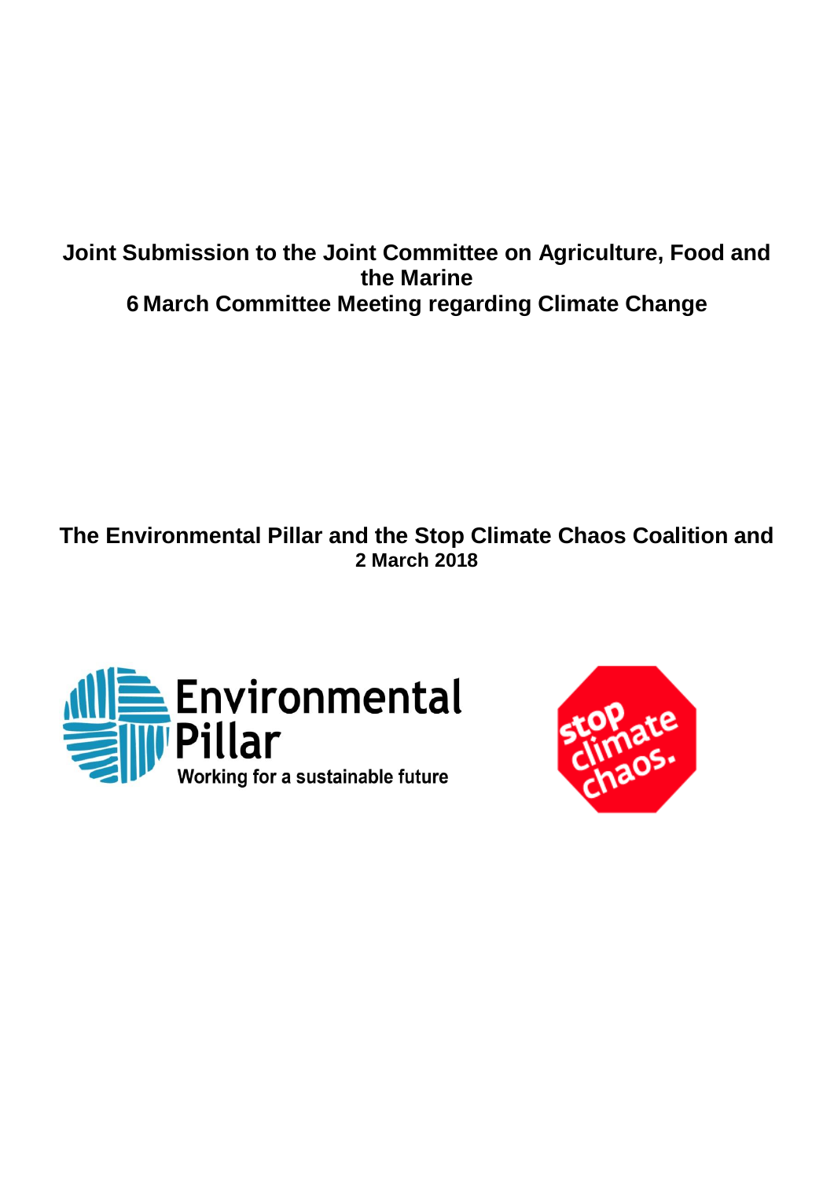**Joint Submission to the Joint Committee on Agriculture, Food and the Marine**
**6 March Committee Meeting regarding Climate Change**

**The Environmental Pillar and the Stop Climate Chaos Coalition and**
**2 March 2018**

Environmental Pillar
Working for a sustainable future

stop climate chaos.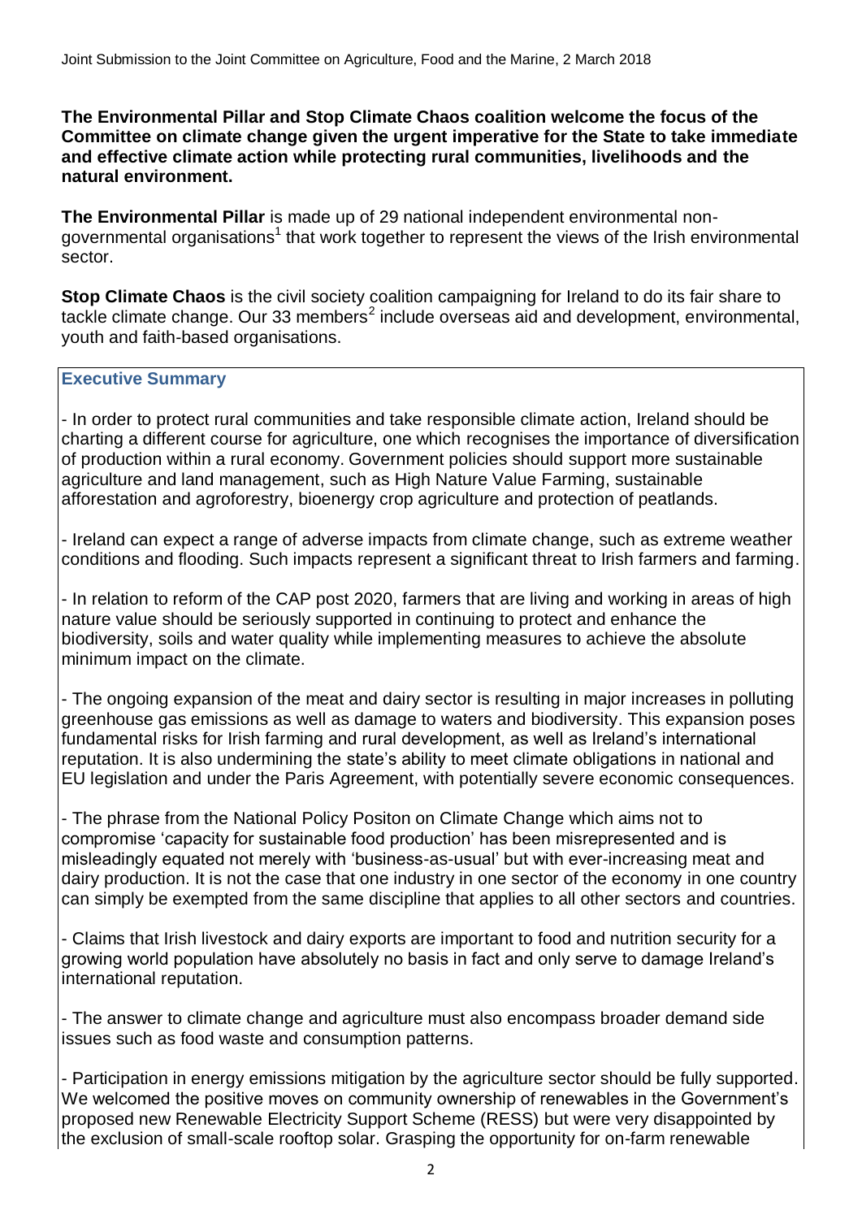**The Environmental Pillar and Stop Climate Chaos coalition welcome the focus of the Committee on climate change given the urgent imperative for the State to take immediate and effective climate action while protecting rural communities, livelihoods and the natural environment.**

**The Environmental Pillar** is made up of 29 national independent environmental non-governmental organisations[1] that work together to represent the views of the Irish environmental sector.

**Stop Climate Chaos** is the civil society coalition campaigning for Ireland to do its fair share to tackle climate change. Our 33 members[2] include overseas aid and development, environmental, youth and faith-based organisations.

## Executive Summary

- In order to protect rural communities and take responsible climate action, Ireland should be charting a different course for agriculture, one which recognises the importance of diversification of production within a rural economy. Government policies should support more sustainable agriculture and land management, such as High Nature Value Farming, sustainable afforestation and agroforestry, bioenergy crop agriculture and protection of peatlands.

- Ireland can expect a range of adverse impacts from climate change, such as extreme weather conditions and flooding. Such impacts represent a significant threat to Irish farmers and farming.

- In relation to reform of the CAP post 2020, farmers that are living and working in areas of high nature value should be seriously supported in continuing to protect and enhance the biodiversity, soils and water quality while implementing measures to achieve the absolute minimum impact on the climate.

- The ongoing expansion of the meat and dairy sector is resulting in major increases in polluting greenhouse gas emissions as well as damage to waters and biodiversity. This expansion poses fundamental risks for Irish farming and rural development, as well as Ireland's international reputation. It is also undermining the state's ability to meet climate obligations in national and EU legislation and under the Paris Agreement, with potentially severe economic consequences.

- The phrase from the National Policy Positon on Climate Change which aims not to compromise 'capacity for sustainable food production' has been misrepresented and is misleadingly equated not merely with 'business-as-usual' but with ever-increasing meat and dairy production. It is not the case that one industry in one sector of the economy in one country can simply be exempted from the same discipline that applies to all other sectors and countries.

- Claims that Irish livestock and dairy exports are important to food and nutrition security for a growing world population have absolutely no basis in fact and only serve to damage Ireland's international reputation.

- The answer to climate change and agriculture must also encompass broader demand side issues such as food waste and consumption patterns.

- Participation in energy emissions mitigation by the agriculture sector should be fully supported. We welcomed the positive moves on community ownership of renewables in the Government's proposed new Renewable Electricity Support Scheme (RESS) but were very disappointed by the exclusion of small-scale rooftop solar. Grasping the opportunity for on-farm renewable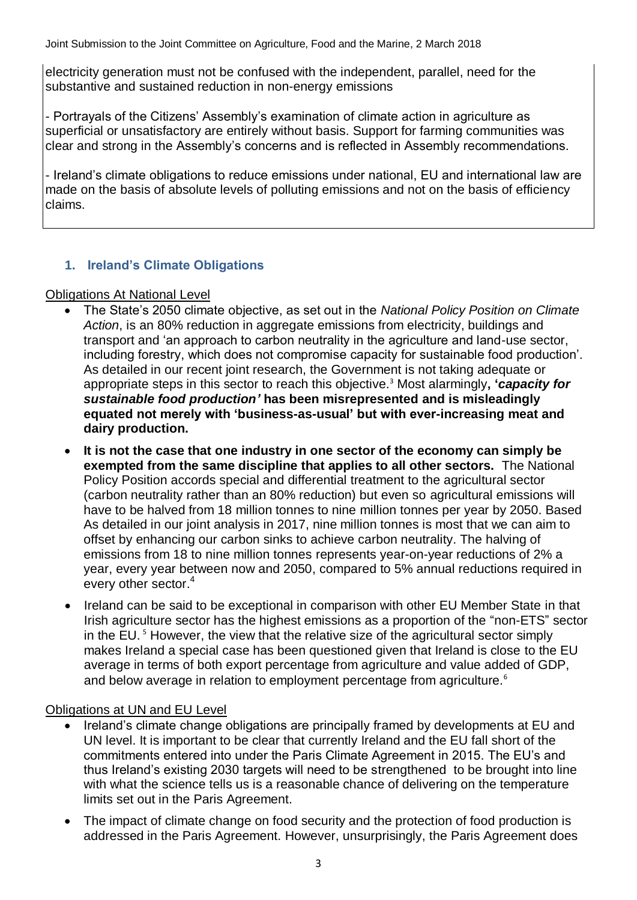electricity generation must not be confused with the independent, parallel, need for the substantive and sustained reduction in non-energy emissions

- Portrayals of the Citizens' Assembly's examination of climate action in agriculture as superficial or unsatisfactory are entirely without basis. Support for farming communities was clear and strong in the Assembly's concerns and is reflected in Assembly recommendations.

- Ireland's climate obligations to reduce emissions under national, EU and international law are made on the basis of absolute levels of polluting emissions and not on the basis of efficiency claims.

## 1. Ireland's Climate Obligations

Obligations At National Level

- The State's 2050 climate objective, as set out in the *National Policy Position on Climate Action*, is an 80% reduction in aggregate emissions from electricity, buildings and transport and 'an approach to carbon neutrality in the agriculture and land-use sector, including forestry, which does not compromise capacity for sustainable food production'. As detailed in our recent joint research, the Government is not taking adequate or appropriate steps in this sector to reach this objective.[3] Most alarmingly**, '*capacity for sustainable food production'* has been misrepresented and is misleadingly equated not merely with 'business-as-usual' but with ever-increasing meat and dairy production.**
- **It is not the case that one industry in one sector of the economy can simply be exempted from the same discipline that applies to all other sectors.** The National Policy Position accords special and differential treatment to the agricultural sector (carbon neutrality rather than an 80% reduction) but even so agricultural emissions will have to be halved from 18 million tonnes to nine million tonnes per year by 2050. Based As detailed in our joint analysis in 2017, nine million tonnes is most that we can aim to offset by enhancing our carbon sinks to achieve carbon neutrality. The halving of emissions from 18 to nine million tonnes represents year-on-year reductions of 2% a year, every year between now and 2050, compared to 5% annual reductions required in every other sector.[4]
- Ireland can be said to be exceptional in comparison with other EU Member State in that Irish agriculture sector has the highest emissions as a proportion of the "non-ETS" sector in the EU.[5] However, the view that the relative size of the agricultural sector simply makes Ireland a special case has been questioned given that Ireland is close to the EU average in terms of both export percentage from agriculture and value added of GDP, and below average in relation to employment percentage from agriculture.[6]

Obligations at UN and EU Level

- Ireland's climate change obligations are principally framed by developments at EU and UN level. It is important to be clear that currently Ireland and the EU fall short of the commitments entered into under the Paris Climate Agreement in 2015. The EU's and thus Ireland's existing 2030 targets will need to be strengthened to be brought into line with what the science tells us is a reasonable chance of delivering on the temperature limits set out in the Paris Agreement.
- The impact of climate change on food security and the protection of food production is addressed in the Paris Agreement. However, unsurprisingly, the Paris Agreement does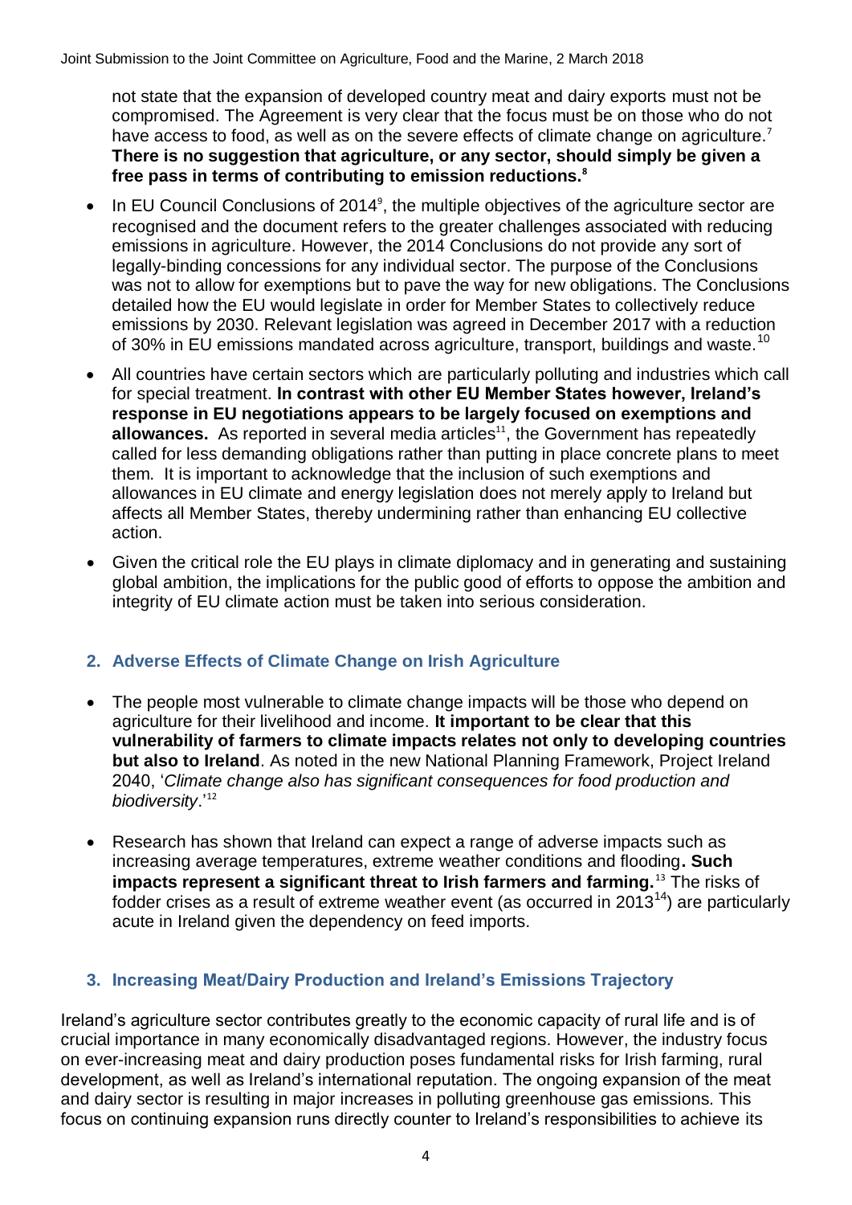not state that the expansion of developed country meat and dairy exports must not be compromised. The Agreement is very clear that the focus must be on those who do not have access to food, as well as on the severe effects of climate change on agriculture.[7] **There is no suggestion that agriculture, or any sector, should simply be given a free pass in terms of contributing to emission reductions.[8]**

- In EU Council Conclusions of 2014[9], the multiple objectives of the agriculture sector are recognised and the document refers to the greater challenges associated with reducing emissions in agriculture. However, the 2014 Conclusions do not provide any sort of legally-binding concessions for any individual sector. The purpose of the Conclusions was not to allow for exemptions but to pave the way for new obligations. The Conclusions detailed how the EU would legislate in order for Member States to collectively reduce emissions by 2030. Relevant legislation was agreed in December 2017 with a reduction of 30% in EU emissions mandated across agriculture, transport, buildings and waste.[10]

- All countries have certain sectors which are particularly polluting and industries which call for special treatment. **In contrast with other EU Member States however, Ireland's response in EU negotiations appears to be largely focused on exemptions and allowances.** As reported in several media articles[11], the Government has repeatedly called for less demanding obligations rather than putting in place concrete plans to meet them. It is important to acknowledge that the inclusion of such exemptions and allowances in EU climate and energy legislation does not merely apply to Ireland but affects all Member States, thereby undermining rather than enhancing EU collective action.

- Given the critical role the EU plays in climate diplomacy and in generating and sustaining global ambition, the implications for the public good of efforts to oppose the ambition and integrity of EU climate action must be taken into serious consideration.

## 2. Adverse Effects of Climate Change on Irish Agriculture

- The people most vulnerable to climate change impacts will be those who depend on agriculture for their livelihood and income. **It important to be clear that this vulnerability of farmers to climate impacts relates not only to developing countries but also to Ireland**. As noted in the new National Planning Framework, Project Ireland 2040, '*Climate change also has significant consequences for food production and biodiversity*.'[12]

- Research has shown that Ireland can expect a range of adverse impacts such as increasing average temperatures, extreme weather conditions and flooding**. Such impacts represent a significant threat to Irish farmers and farming.**[13] The risks of fodder crises as a result of extreme weather event (as occurred in 2013[14]) are particularly acute in Ireland given the dependency on feed imports.

## 3. Increasing Meat/Dairy Production and Ireland's Emissions Trajectory

Ireland's agriculture sector contributes greatly to the economic capacity of rural life and is of crucial importance in many economically disadvantaged regions. However, the industry focus on ever-increasing meat and dairy production poses fundamental risks for Irish farming, rural development, as well as Ireland's international reputation. The ongoing expansion of the meat and dairy sector is resulting in major increases in polluting greenhouse gas emissions. This focus on continuing expansion runs directly counter to Ireland's responsibilities to achieve its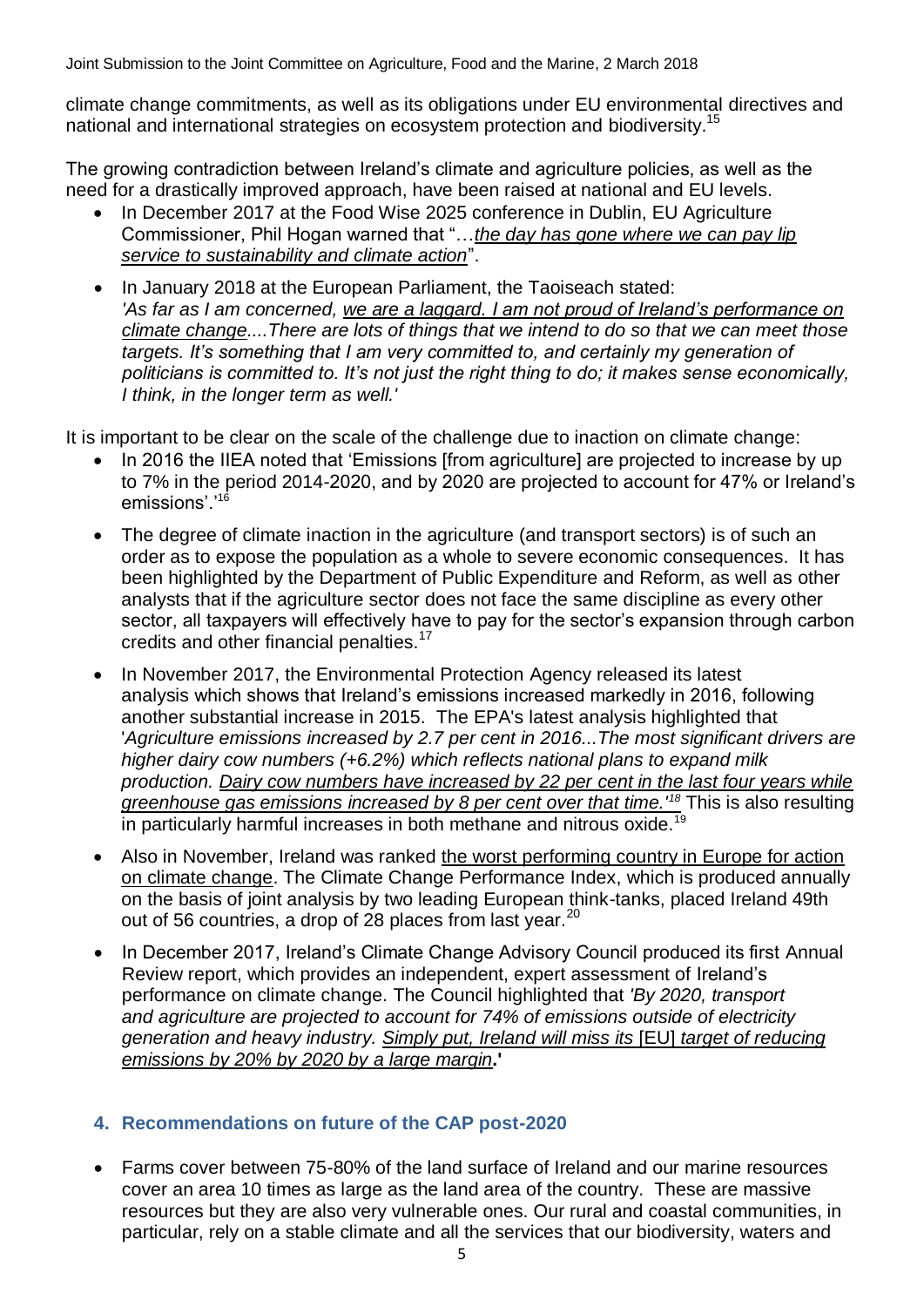climate change commitments, as well as its obligations under EU environmental directives and national and international strategies on ecosystem protection and biodiversity.[15]

The growing contradiction between Ireland's climate and agriculture policies, as well as the need for a drastically improved approach, have been raised at national and EU levels.

- In December 2017 at the Food Wise 2025 conference in Dublin, EU Agriculture Commissioner, Phil Hogan warned that "…*the day has gone where we can pay lip service to sustainability and climate action*".
- In January 2018 at the European Parliament, the Taoiseach stated: *'As far as I am concerned, we are a laggard. I am not proud of Ireland's performance on climate change....There are lots of things that we intend to do so that we can meet those targets. It's something that I am very committed to, and certainly my generation of politicians is committed to. It's not just the right thing to do; it makes sense economically, I think, in the longer term as well.'*

It is important to be clear on the scale of the challenge due to inaction on climate change:

- In 2016 the IIEA noted that 'Emissions [from agriculture] are projected to increase by up to 7% in the period 2014-2020, and by 2020 are projected to account for 47% or Ireland's emissions'.'[16]
- The degree of climate inaction in the agriculture (and transport sectors) is of such an order as to expose the population as a whole to severe economic consequences. It has been highlighted by the Department of Public Expenditure and Reform, as well as other analysts that if the agriculture sector does not face the same discipline as every other sector, all taxpayers will effectively have to pay for the sector's expansion through carbon credits and other financial penalties.[17]
- In November 2017, the Environmental Protection Agency released its latest analysis which shows that Ireland's emissions increased markedly in 2016, following another substantial increase in 2015. The EPA's latest analysis highlighted that '*Agriculture emissions increased by 2.7 per cent in 2016...The most significant drivers are higher dairy cow numbers (+6.2%) which reflects national plans to expand milk production. Dairy cow numbers have increased by 22 per cent in the last four years while greenhouse gas emissions increased by 8 per cent over that time.'*[18] This is also resulting in particularly harmful increases in both methane and nitrous oxide.[19]
- Also in November, Ireland was ranked the worst performing country in Europe for action on climate change. The Climate Change Performance Index, which is produced annually on the basis of joint analysis by two leading European think-tanks, placed Ireland 49th out of 56 countries, a drop of 28 places from last year.[20]
- In December 2017, Ireland's Climate Change Advisory Council produced its first Annual Review report, which provides an independent, expert assessment of Ireland's performance on climate change. The Council highlighted that *'By 2020, transport and agriculture are projected to account for 74% of emissions outside of electricity generation and heavy industry. Simply put, Ireland will miss its* [EU] *target of reducing emissions by 20% by 2020 by a large margin*.'

## 4. Recommendations on future of the CAP post-2020

- Farms cover between 75-80% of the land surface of Ireland and our marine resources cover an area 10 times as large as the land area of the country. These are massive resources but they are also very vulnerable ones. Our rural and coastal communities, in particular, rely on a stable climate and all the services that our biodiversity, waters and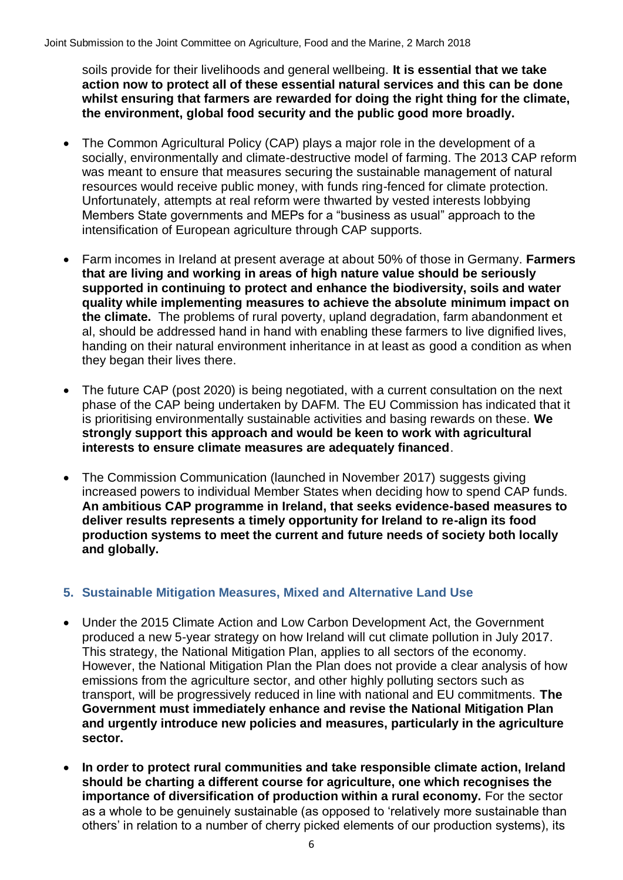soils provide for their livelihoods and general wellbeing. **It is essential that we take action now to protect all of these essential natural services and this can be done whilst ensuring that farmers are rewarded for doing the right thing for the climate, the environment, global food security and the public good more broadly.**

- The Common Agricultural Policy (CAP) plays a major role in the development of a socially, environmentally and climate-destructive model of farming. The 2013 CAP reform was meant to ensure that measures securing the sustainable management of natural resources would receive public money, with funds ring-fenced for climate protection. Unfortunately, attempts at real reform were thwarted by vested interests lobbying Members State governments and MEPs for a "business as usual" approach to the intensification of European agriculture through CAP supports.

- Farm incomes in Ireland at present average at about 50% of those in Germany. **Farmers that are living and working in areas of high nature value should be seriously supported in continuing to protect and enhance the biodiversity, soils and water quality while implementing measures to achieve the absolute minimum impact on the climate.** The problems of rural poverty, upland degradation, farm abandonment et al, should be addressed hand in hand with enabling these farmers to live dignified lives, handing on their natural environment inheritance in at least as good a condition as when they began their lives there.

- The future CAP (post 2020) is being negotiated, with a current consultation on the next phase of the CAP being undertaken by DAFM. The EU Commission has indicated that it is prioritising environmentally sustainable activities and basing rewards on these. **We strongly support this approach and would be keen to work with agricultural interests to ensure climate measures are adequately financed**.

- The Commission Communication (launched in November 2017) suggests giving increased powers to individual Member States when deciding how to spend CAP funds. **An ambitious CAP programme in Ireland, that seeks evidence-based measures to deliver results represents a timely opportunity for Ireland to re-align its food production systems to meet the current and future needs of society both locally and globally.**

## 5. Sustainable Mitigation Measures, Mixed and Alternative Land Use

- Under the 2015 Climate Action and Low Carbon Development Act, the Government produced a new 5-year strategy on how Ireland will cut climate pollution in July 2017. This strategy, the National Mitigation Plan, applies to all sectors of the economy. However, the National Mitigation Plan the Plan does not provide a clear analysis of how emissions from the agriculture sector, and other highly polluting sectors such as transport, will be progressively reduced in line with national and EU commitments. **The Government must immediately enhance and revise the National Mitigation Plan and urgently introduce new policies and measures, particularly in the agriculture sector.**

- **In order to protect rural communities and take responsible climate action, Ireland should be charting a different course for agriculture, one which recognises the importance of diversification of production within a rural economy.** For the sector as a whole to be genuinely sustainable (as opposed to 'relatively more sustainable than others' in relation to a number of cherry picked elements of our production systems), its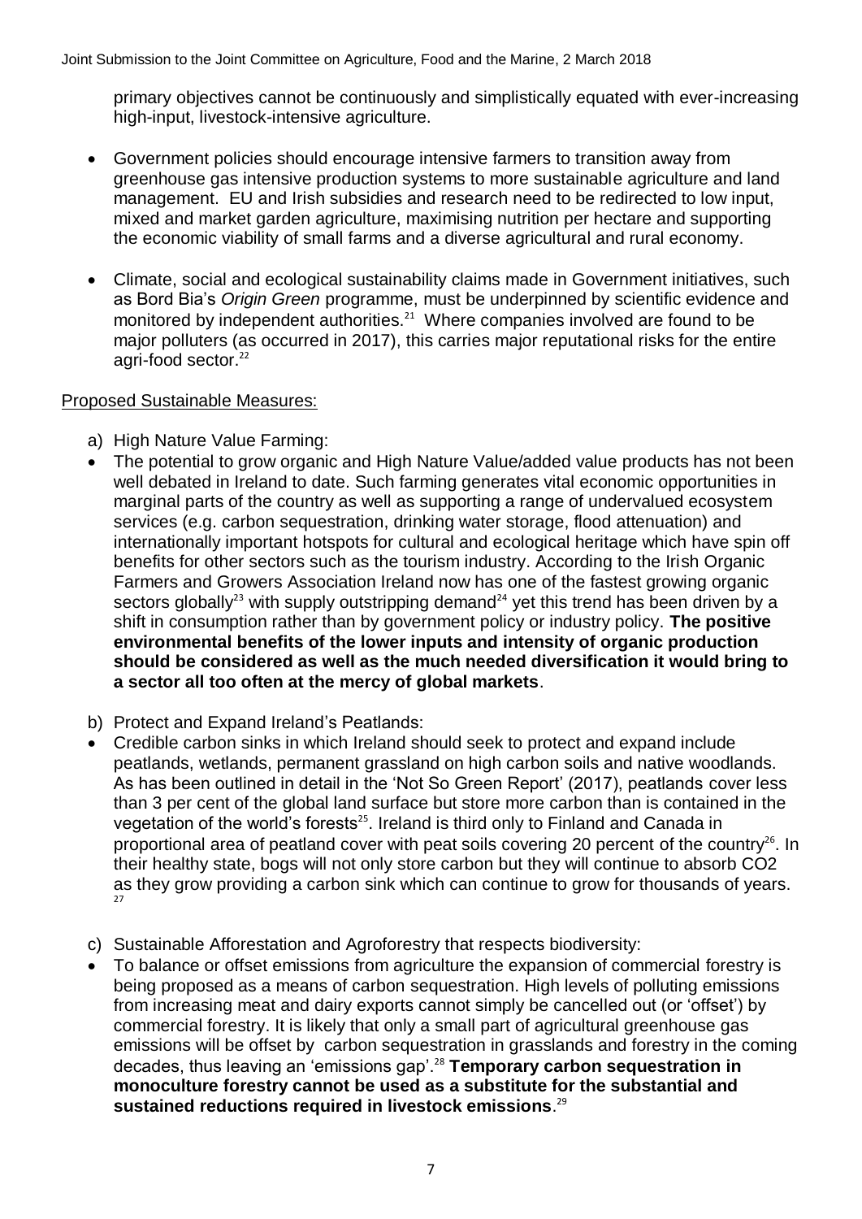primary objectives cannot be continuously and simplistically equated with ever-increasing high-input, livestock-intensive agriculture.

- Government policies should encourage intensive farmers to transition away from greenhouse gas intensive production systems to more sustainable agriculture and land management. EU and Irish subsidies and research need to be redirected to low input, mixed and market garden agriculture, maximising nutrition per hectare and supporting the economic viability of small farms and a diverse agricultural and rural economy.

- Climate, social and ecological sustainability claims made in Government initiatives, such as Bord Bia's *Origin Green* programme, must be underpinned by scientific evidence and monitored by independent authorities.[21] Where companies involved are found to be major polluters (as occurred in 2017), this carries major reputational risks for the entire agri-food sector.[22]

Proposed Sustainable Measures:

a) High Nature Value Farming:

- The potential to grow organic and High Nature Value/added value products has not been well debated in Ireland to date. Such farming generates vital economic opportunities in marginal parts of the country as well as supporting a range of undervalued ecosystem services (e.g. carbon sequestration, drinking water storage, flood attenuation) and internationally important hotspots for cultural and ecological heritage which have spin off benefits for other sectors such as the tourism industry. According to the Irish Organic Farmers and Growers Association Ireland now has one of the fastest growing organic sectors globally[23] with supply outstripping demand[24] yet this trend has been driven by a shift in consumption rather than by government policy or industry policy. **The positive environmental benefits of the lower inputs and intensity of organic production should be considered as well as the much needed diversification it would bring to a sector all too often at the mercy of global markets**.

b) Protect and Expand Ireland's Peatlands:

- Credible carbon sinks in which Ireland should seek to protect and expand include peatlands, wetlands, permanent grassland on high carbon soils and native woodlands. As has been outlined in detail in the 'Not So Green Report' (2017), peatlands cover less than 3 per cent of the global land surface but store more carbon than is contained in the vegetation of the world's forests[25]. Ireland is third only to Finland and Canada in proportional area of peatland cover with peat soils covering 20 percent of the country[26]. In their healthy state, bogs will not only store carbon but they will continue to absorb $CO_2$ as they grow providing a carbon sink which can continue to grow for thousands of years.[27]

c) Sustainable Afforestation and Agroforestry that respects biodiversity:

- To balance or offset emissions from agriculture the expansion of commercial forestry is being proposed as a means of carbon sequestration. High levels of polluting emissions from increasing meat and dairy exports cannot simply be cancelled out (or 'offset') by commercial forestry. It is likely that only a small part of agricultural greenhouse gas emissions will be offset by carbon sequestration in grasslands and forestry in the coming decades, thus leaving an 'emissions gap'.[28] **Temporary carbon sequestration in monoculture forestry cannot be used as a substitute for the substantial and sustained reductions required in livestock emissions**.[29]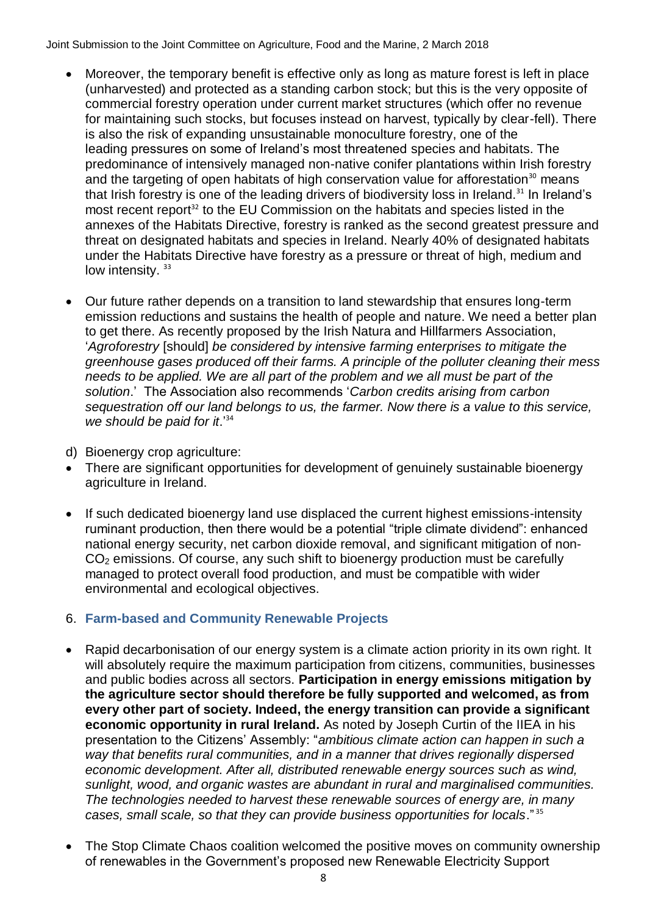- Moreover, the temporary benefit is effective only as long as mature forest is left in place (unharvested) and protected as a standing carbon stock; but this is the very opposite of commercial forestry operation under current market structures (which offer no revenue for maintaining such stocks, but focuses instead on harvest, typically by clear-fell). There is also the risk of expanding unsustainable monoculture forestry, one of the leading pressures on some of Ireland's most threatened species and habitats. The predominance of intensively managed non-native conifer plantations within Irish forestry and the targeting of open habitats of high conservation value for afforestation[30] means that Irish forestry is one of the leading drivers of biodiversity loss in Ireland.[31] In Ireland's most recent report[32] to the EU Commission on the habitats and species listed in the annexes of the Habitats Directive, forestry is ranked as the second greatest pressure and threat on designated habitats and species in Ireland. Nearly 40% of designated habitats under the Habitats Directive have forestry as a pressure or threat of high, medium and low intensity. [33]

- Our future rather depends on a transition to land stewardship that ensures long-term emission reductions and sustains the health of people and nature. We need a better plan to get there. As recently proposed by the Irish Natura and Hillfarmers Association, '*Agroforestry* [should] *be considered by intensive farming enterprises to mitigate the greenhouse gases produced off their farms. A principle of the polluter cleaning their mess needs to be applied. We are all part of the problem and we all must be part of the solution*.' The Association also recommends '*Carbon credits arising from carbon sequestration off our land belongs to us, the farmer. Now there is a value to this service, we should be paid for it*.'[34]

d) Bioenergy crop agriculture:

- There are significant opportunities for development of genuinely sustainable bioenergy agriculture in Ireland.

- If such dedicated bioenergy land use displaced the current highest emissions-intensity ruminant production, then there would be a potential "triple climate dividend": enhanced national energy security, net carbon dioxide removal, and significant mitigation of non-$CO_2$ emissions. Of course, any such shift to bioenergy production must be carefully managed to protect overall food production, and must be compatible with wider environmental and ecological objectives.

## 6. Farm-based and Community Renewable Projects

- Rapid decarbonisation of our energy system is a climate action priority in its own right. It will absolutely require the maximum participation from citizens, communities, businesses and public bodies across all sectors. **Participation in energy emissions mitigation by the agriculture sector should therefore be fully supported and welcomed, as from every other part of society. Indeed, the energy transition can provide a significant economic opportunity in rural Ireland.** As noted by Joseph Curtin of the IIEA in his presentation to the Citizens' Assembly: "*ambitious climate action can happen in such a way that benefits rural communities, and in a manner that drives regionally dispersed economic development. After all, distributed renewable energy sources such as wind, sunlight, wood, and organic wastes are abundant in rural and marginalised communities. The technologies needed to harvest these renewable sources of energy are, in many cases, small scale, so that they can provide business opportunities for locals*." [35]

- The Stop Climate Chaos coalition welcomed the positive moves on community ownership of renewables in the Government's proposed new Renewable Electricity Support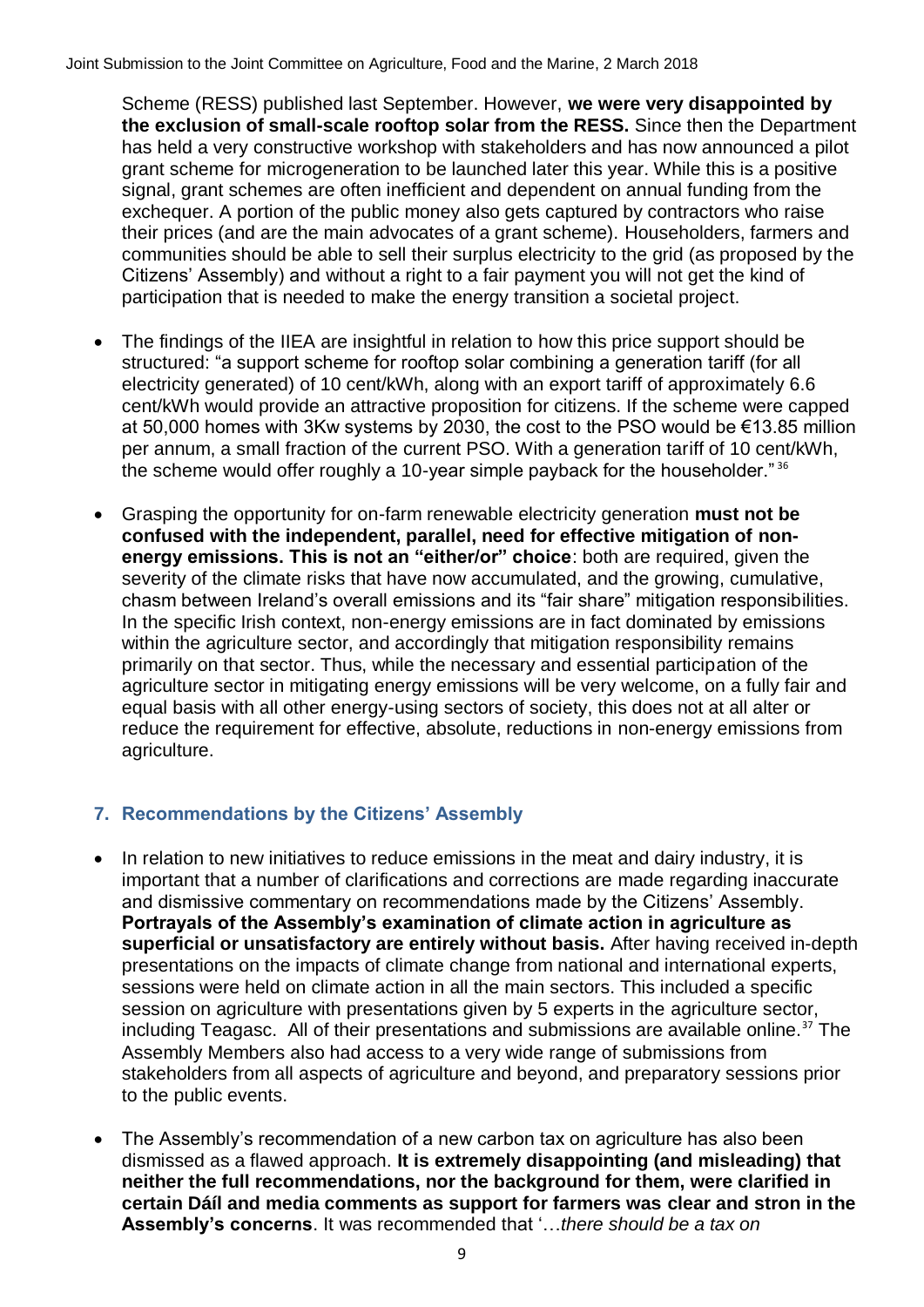Scheme (RESS) published last September. However, **we were very disappointed by the exclusion of small-scale rooftop solar from the RESS.** Since then the Department has held a very constructive workshop with stakeholders and has now announced a pilot grant scheme for microgeneration to be launched later this year. While this is a positive signal, grant schemes are often inefficient and dependent on annual funding from the exchequer. A portion of the public money also gets captured by contractors who raise their prices (and are the main advocates of a grant scheme). Householders, farmers and communities should be able to sell their surplus electricity to the grid (as proposed by the Citizens' Assembly) and without a right to a fair payment you will not get the kind of participation that is needed to make the energy transition a societal project.

- The findings of the IIEA are insightful in relation to how this price support should be structured: "a support scheme for rooftop solar combining a generation tariff (for all electricity generated) of 10 cent/kWh, along with an export tariff of approximately 6.6 cent/kWh would provide an attractive proposition for citizens. If the scheme were capped at 50,000 homes with 3Kw systems by 2030, the cost to the PSO would be €13.85 million per annum, a small fraction of the current PSO. With a generation tariff of 10 cent/kWh, the scheme would offer roughly a 10-year simple payback for the householder." [36]

- Grasping the opportunity for on-farm renewable electricity generation **must not be confused with the independent, parallel, need for effective mitigation of non-energy emissions. This is not an "either/or" choice**: both are required, given the severity of the climate risks that have now accumulated, and the growing, cumulative, chasm between Ireland's overall emissions and its "fair share" mitigation responsibilities. In the specific Irish context, non-energy emissions are in fact dominated by emissions within the agriculture sector, and accordingly that mitigation responsibility remains primarily on that sector. Thus, while the necessary and essential participation of the agriculture sector in mitigating energy emissions will be very welcome, on a fully fair and equal basis with all other energy-using sectors of society, this does not at all alter or reduce the requirement for effective, absolute, reductions in non-energy emissions from agriculture.

## 7. Recommendations by the Citizens' Assembly

- In relation to new initiatives to reduce emissions in the meat and dairy industry, it is important that a number of clarifications and corrections are made regarding inaccurate and dismissive commentary on recommendations made by the Citizens' Assembly. **Portrayals of the Assembly's examination of climate action in agriculture as superficial or unsatisfactory are entirely without basis.** After having received in-depth presentations on the impacts of climate change from national and international experts, sessions were held on climate action in all the main sectors. This included a specific session on agriculture with presentations given by 5 experts in the agriculture sector, including Teagasc. All of their presentations and submissions are available online.[37] The Assembly Members also had access to a very wide range of submissions from stakeholders from all aspects of agriculture and beyond, and preparatory sessions prior to the public events.

- The Assembly's recommendation of a new carbon tax on agriculture has also been dismissed as a flawed approach. **It is extremely disappointing (and misleading) that neither the full recommendations, nor the background for them, were clarified in certain Dáil and media comments as support for farmers was clear and stron in the Assembly's concerns**. It was recommended that '*…there should be a tax on*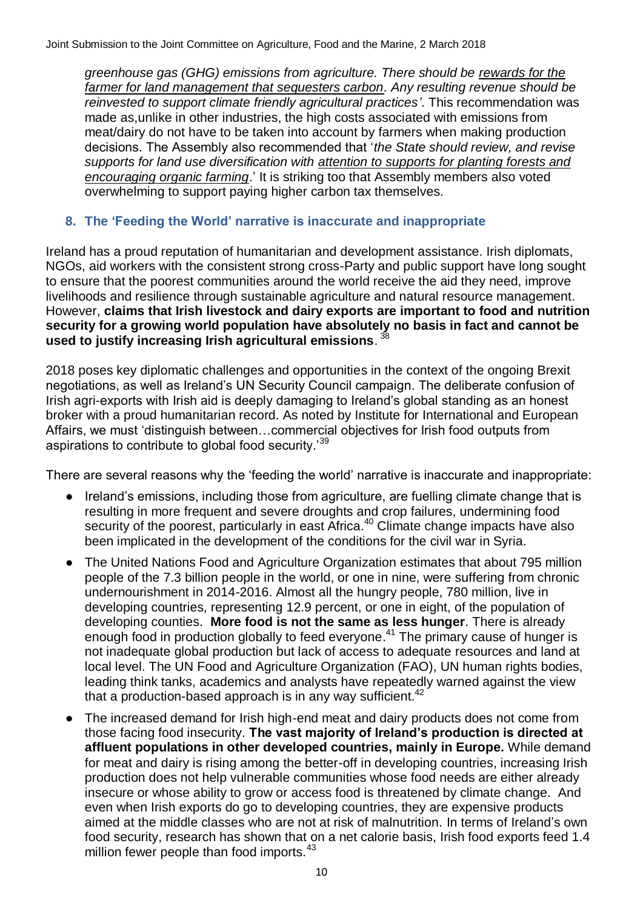*greenhouse gas (GHG) emissions from agriculture. There should be rewards for the farmer for land management that sequesters carbon. Any resulting revenue should be reinvested to support climate friendly agricultural practices'*. This recommendation was made as,unlike in other industries, the high costs associated with emissions from meat/dairy do not have to be taken into account by farmers when making production decisions. The Assembly also recommended that '*the State should review, and revise supports for land use diversification with attention to supports for planting forests and encouraging organic farming*.' It is striking too that Assembly members also voted overwhelming to support paying higher carbon tax themselves.

## 8. The 'Feeding the World' narrative is inaccurate and inappropriate

Ireland has a proud reputation of humanitarian and development assistance. Irish diplomats, NGOs, aid workers with the consistent strong cross-Party and public support have long sought to ensure that the poorest communities around the world receive the aid they need, improve livelihoods and resilience through sustainable agriculture and natural resource management. However, **claims that Irish livestock and dairy exports are important to food and nutrition security for a growing world population have absolutely no basis in fact and cannot be used to justify increasing Irish agricultural emissions**. [38]

2018 poses key diplomatic challenges and opportunities in the context of the ongoing Brexit negotiations, as well as Ireland's UN Security Council campaign. The deliberate confusion of Irish agri-exports with Irish aid is deeply damaging to Ireland's global standing as an honest broker with a proud humanitarian record. As noted by Institute for International and European Affairs, we must 'distinguish between…commercial objectives for Irish food outputs from aspirations to contribute to global food security.'[39]

There are several reasons why the 'feeding the world' narrative is inaccurate and inappropriate:

- Ireland's emissions, including those from agriculture, are fuelling climate change that is resulting in more frequent and severe droughts and crop failures, undermining food security of the poorest, particularly in east Africa.[40] Climate change impacts have also been implicated in the development of the conditions for the civil war in Syria.
- The United Nations Food and Agriculture Organization estimates that about 795 million people of the 7.3 billion people in the world, or one in nine, were suffering from chronic undernourishment in 2014-2016. Almost all the hungry people, 780 million, live in developing countries, representing 12.9 percent, or one in eight, of the population of developing counties. **More food is not the same as less hunger**. There is already enough food in production globally to feed everyone.[41] The primary cause of hunger is not inadequate global production but lack of access to adequate resources and land at local level. The UN Food and Agriculture Organization (FAO), UN human rights bodies, leading think tanks, academics and analysts have repeatedly warned against the view that a production-based approach is in any way sufficient.[42]
- The increased demand for Irish high-end meat and dairy products does not come from those facing food insecurity. **The vast majority of Ireland's production is directed at affluent populations in other developed countries, mainly in Europe.** While demand for meat and dairy is rising among the better-off in developing countries, increasing Irish production does not help vulnerable communities whose food needs are either already insecure or whose ability to grow or access food is threatened by climate change. And even when Irish exports do go to developing countries, they are expensive products aimed at the middle classes who are not at risk of malnutrition. In terms of Ireland's own food security, research has shown that on a net calorie basis, Irish food exports feed 1.4 million fewer people than food imports.[43]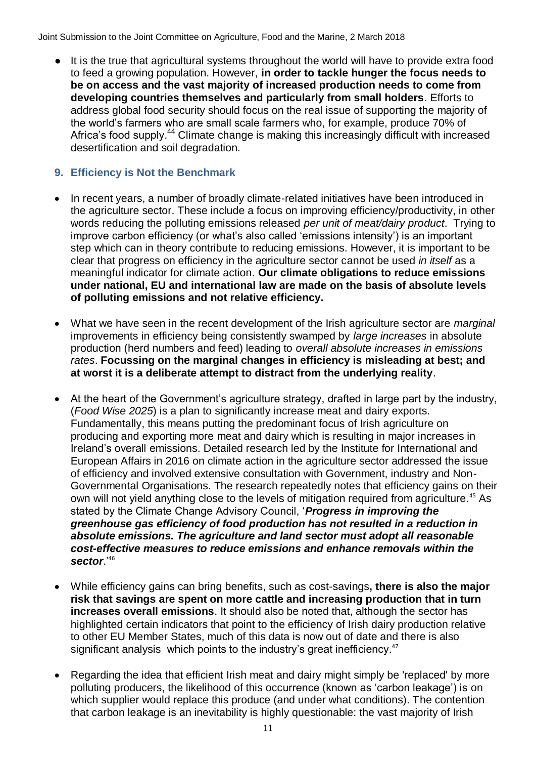- It is the true that agricultural systems throughout the world will have to provide extra food to feed a growing population. However, **in order to tackle hunger the focus needs to be on access and the vast majority of increased production needs to come from developing countries themselves and particularly from small holders**. Efforts to address global food security should focus on the real issue of supporting the majority of the world's farmers who are small scale farmers who, for example, produce 70% of Africa's food supply.[44] Climate change is making this increasingly difficult with increased desertification and soil degradation.

## 9. Efficiency is Not the Benchmark

- In recent years, a number of broadly climate-related initiatives have been introduced in the agriculture sector. These include a focus on improving efficiency/productivity, in other words reducing the polluting emissions released *per unit of meat/dairy product*. Trying to improve carbon efficiency (or what's also called 'emissions intensity') is an important step which can in theory contribute to reducing emissions. However, it is important to be clear that progress on efficiency in the agriculture sector cannot be used *in itself* as a meaningful indicator for climate action. **Our climate obligations to reduce emissions under national, EU and international law are made on the basis of absolute levels of polluting emissions and not relative efficiency.**

- What we have seen in the recent development of the Irish agriculture sector are *marginal* improvements in efficiency being consistently swamped by *large increases* in absolute production (herd numbers and feed) leading to *overall absolute increases in emissions rates*. **Focussing on the marginal changes in efficiency is misleading at best; and at worst it is a deliberate attempt to distract from the underlying reality**.

- At the heart of the Government's agriculture strategy, drafted in large part by the industry, (*Food Wise 2025*) is a plan to significantly increase meat and dairy exports. Fundamentally, this means putting the predominant focus of Irish agriculture on producing and exporting more meat and dairy which is resulting in major increases in Ireland's overall emissions. Detailed research led by the Institute for International and European Affairs in 2016 on climate action in the agriculture sector addressed the issue of efficiency and involved extensive consultation with Government, industry and Non-Governmental Organisations. The research repeatedly notes that efficiency gains on their own will not yield anything close to the levels of mitigation required from agriculture.[45] As stated by the Climate Change Advisory Council, '***Progress in improving the greenhouse gas efficiency of food production has not resulted in a reduction in absolute emissions. The agriculture and land sector must adopt all reasonable cost-effective measures to reduce emissions and enhance removals within the sector***.'[46]

- While efficiency gains can bring benefits, such as cost-savings**, there is also the major risk that savings are spent on more cattle and increasing production that in turn increases overall emissions**. It should also be noted that, although the sector has highlighted certain indicators that point to the efficiency of Irish dairy production relative to other EU Member States, much of this data is now out of date and there is also significant analysis which points to the industry's great inefficiency.[47]

- Regarding the idea that efficient Irish meat and dairy might simply be 'replaced' by more polluting producers, the likelihood of this occurrence (known as 'carbon leakage') is on which supplier would replace this produce (and under what conditions). The contention that carbon leakage is an inevitability is highly questionable: the vast majority of Irish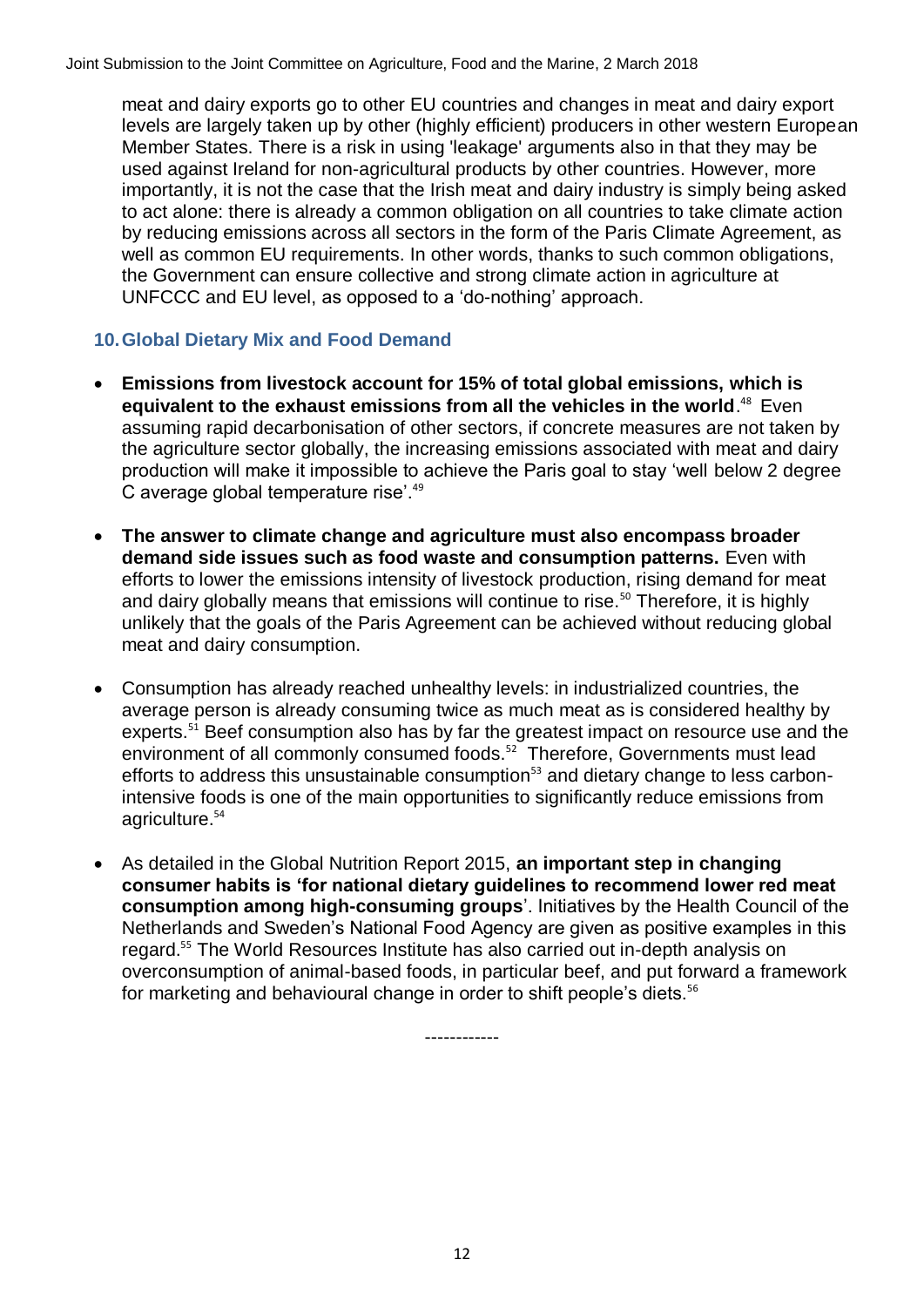meat and dairy exports go to other EU countries and changes in meat and dairy export levels are largely taken up by other (highly efficient) producers in other western European Member States. There is a risk in using 'leakage' arguments also in that they may be used against Ireland for non-agricultural products by other countries. However, more importantly, it is not the case that the Irish meat and dairy industry is simply being asked to act alone: there is already a common obligation on all countries to take climate action by reducing emissions across all sectors in the form of the Paris Climate Agreement, as well as common EU requirements. In other words, thanks to such common obligations, the Government can ensure collective and strong climate action in agriculture at UNFCCC and EU level, as opposed to a 'do-nothing' approach.

## 10. Global Dietary Mix and Food Demand

- **Emissions from livestock account for 15% of total global emissions, which is equivalent to the exhaust emissions from all the vehicles in the world**.[48] Even assuming rapid decarbonisation of other sectors, if concrete measures are not taken by the agriculture sector globally, the increasing emissions associated with meat and dairy production will make it impossible to achieve the Paris goal to stay 'well below 2 degree C average global temperature rise'.[49]

- **The answer to climate change and agriculture must also encompass broader demand side issues such as food waste and consumption patterns.** Even with efforts to lower the emissions intensity of livestock production, rising demand for meat and dairy globally means that emissions will continue to rise.[50] Therefore, it is highly unlikely that the goals of the Paris Agreement can be achieved without reducing global meat and dairy consumption.

- Consumption has already reached unhealthy levels: in industrialized countries, the average person is already consuming twice as much meat as is considered healthy by experts.[51] Beef consumption also has by far the greatest impact on resource use and the environment of all commonly consumed foods.[52] Therefore, Governments must lead efforts to address this unsustainable consumption[53] and dietary change to less carbon-intensive foods is one of the main opportunities to significantly reduce emissions from agriculture.[54]

- As detailed in the Global Nutrition Report 2015, **an important step in changing consumer habits is 'for national dietary guidelines to recommend lower red meat consumption among high-consuming groups**'. Initiatives by the Health Council of the Netherlands and Sweden's National Food Agency are given as positive examples in this regard.[55] The World Resources Institute has also carried out in-depth analysis on overconsumption of animal-based foods, in particular beef, and put forward a framework for marketing and behavioural change in order to shift people's diets.[56]

------------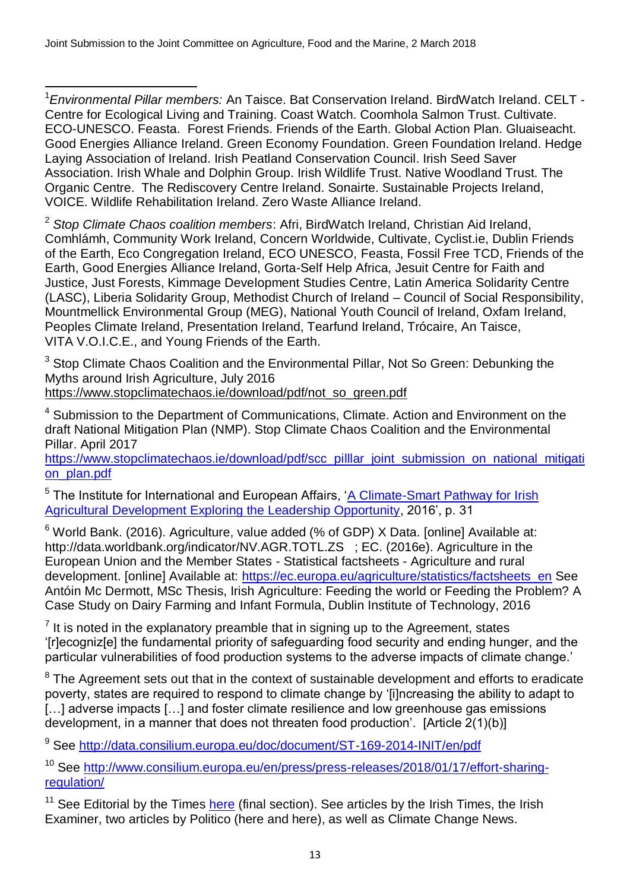[1] *Environmental Pillar members:* An Taisce. Bat Conservation Ireland. BirdWatch Ireland. CELT - Centre for Ecological Living and Training. Coast Watch. Coomhola Salmon Trust. Cultivate. ECO-UNESCO. Feasta. Forest Friends. Friends of the Earth. Global Action Plan. Gluaiseacht. Good Energies Alliance Ireland. Green Economy Foundation. Green Foundation Ireland. Hedge Laying Association of Ireland. Irish Peatland Conservation Council. Irish Seed Saver Association. Irish Whale and Dolphin Group. Irish Wildlife Trust. Native Woodland Trust. The Organic Centre. The Rediscovery Centre Ireland. Sonairte. Sustainable Projects Ireland, VOICE. Wildlife Rehabilitation Ireland. Zero Waste Alliance Ireland.

[2] *Stop Climate Chaos coalition members*: Afri, BirdWatch Ireland, Christian Aid Ireland, Comhlámh, Community Work Ireland, Concern Worldwide, Cultivate, Cyclist.ie, Dublin Friends of the Earth, Eco Congregation Ireland, ECO UNESCO, Feasta, Fossil Free TCD, Friends of the Earth, Good Energies Alliance Ireland, Gorta-Self Help Africa, Jesuit Centre for Faith and Justice, Just Forests, Kimmage Development Studies Centre, Latin America Solidarity Centre (LASC), Liberia Solidarity Group, Methodist Church of Ireland – Council of Social Responsibility, Mountmellick Environmental Group (MEG), National Youth Council of Ireland, Oxfam Ireland, Peoples Climate Ireland, Presentation Ireland, Tearfund Ireland, Trócaire, An Taisce, VITA V.O.I.C.E., and Young Friends of the Earth.

[3] Stop Climate Chaos Coalition and the Environmental Pillar, Not So Green: Debunking the Myths around Irish Agriculture, July 2016 https://www.stopclimatechaos.ie/download/pdf/not_so_green.pdf

[4] Submission to the Department of Communications, Climate. Action and Environment on the draft National Mitigation Plan (NMP). Stop Climate Chaos Coalition and the Environmental Pillar. April 2017 https://www.stopclimatechaos.ie/download/pdf/scc_pilllar_joint_submission_on_national_mitigation_plan.pdf

[5] The Institute for International and European Affairs, 'A Climate-Smart Pathway for Irish Agricultural Development Exploring the Leadership Opportunity, 2016', p. 31

[6] World Bank. (2016). Agriculture, value added (% of GDP) X Data. [online] Available at: http://data.worldbank.org/indicator/NV.AGR.TOTL.ZS ; EC. (2016e). Agriculture in the European Union and the Member States - Statistical factsheets - Agriculture and rural development. [online] Available at: https://ec.europa.eu/agriculture/statistics/factsheets_en See Antóin Mc Dermott, MSc Thesis, Irish Agriculture: Feeding the world or Feeding the Problem? A Case Study on Dairy Farming and Infant Formula, Dublin Institute of Technology, 2016

[7] It is noted in the explanatory preamble that in signing up to the Agreement, states '[r]ecogniz[e] the fundamental priority of safeguarding food security and ending hunger, and the particular vulnerabilities of food production systems to the adverse impacts of climate change.'

[8] The Agreement sets out that in the context of sustainable development and efforts to eradicate poverty, states are required to respond to climate change by '[i]ncreasing the ability to adapt to […] adverse impacts […] and foster climate resilience and low greenhouse gas emissions development, in a manner that does not threaten food production'. [Article 2(1)(b)]

[9] See http://data.consilium.europa.eu/doc/document/ST-169-2014-INIT/en/pdf

[10] See http://www.consilium.europa.eu/en/press/press-releases/2018/01/17/effort-sharing-regulation/

[11] See Editorial by the Times here (final section). See articles by the Irish Times, the Irish Examiner, two articles by Politico (here and here), as well as Climate Change News.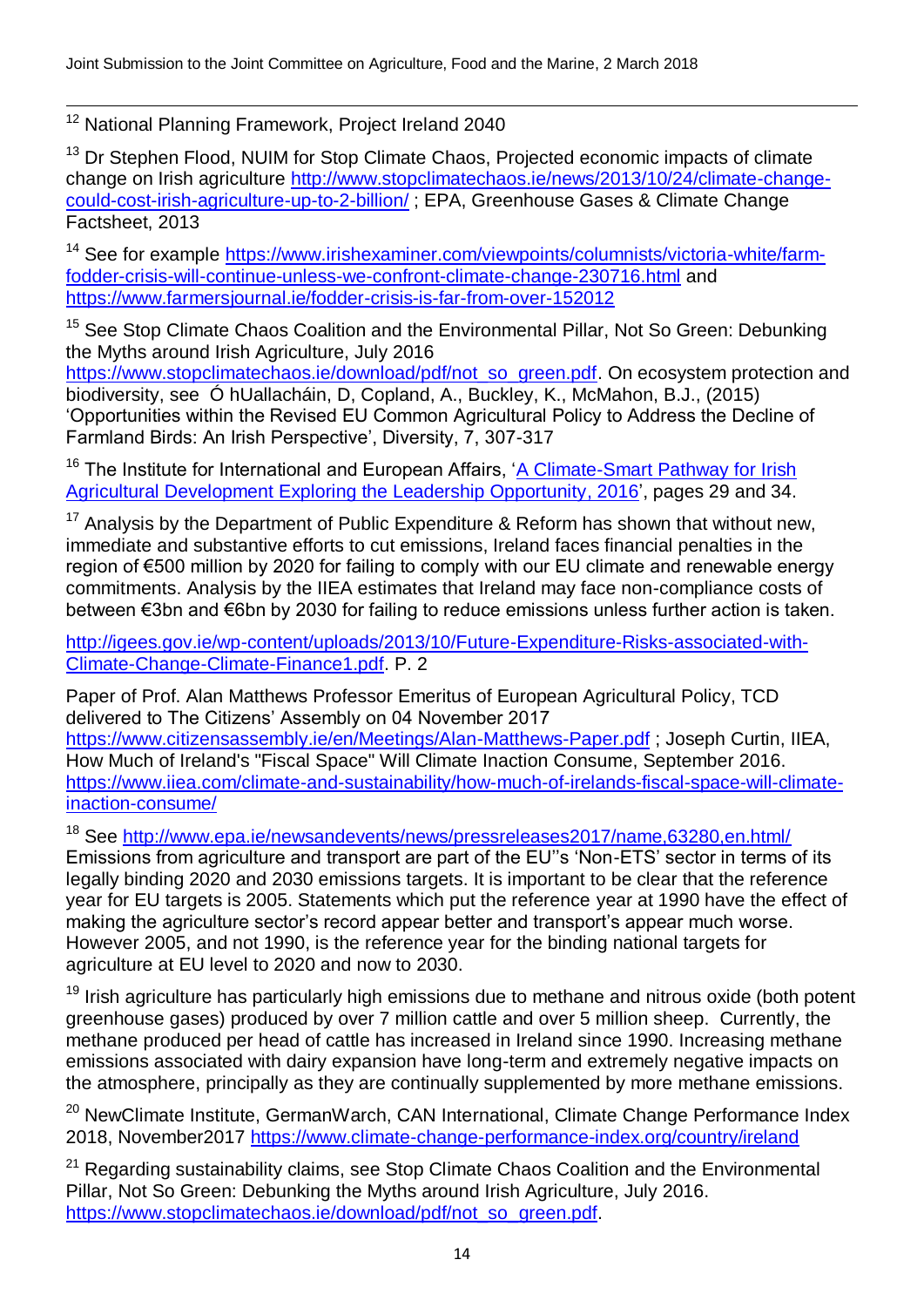[12] National Planning Framework, Project Ireland 2040

[13] Dr Stephen Flood, NUIM for Stop Climate Chaos, Projected economic impacts of climate change on Irish agriculture http://www.stopclimatechaos.ie/news/2013/10/24/climate-change-could-cost-irish-agriculture-up-to-2-billion/ ; EPA, Greenhouse Gases & Climate Change Factsheet, 2013

[14] See for example https://www.irishexaminer.com/viewpoints/columnists/victoria-white/farm-fodder-crisis-will-continue-unless-we-confront-climate-change-230716.html and https://www.farmersjournal.ie/fodder-crisis-is-far-from-over-152012

[15] See Stop Climate Chaos Coalition and the Environmental Pillar, Not So Green: Debunking the Myths around Irish Agriculture, July 2016 https://www.stopclimatechaos.ie/download/pdf/not_so_green.pdf. On ecosystem protection and biodiversity, see Ó hUallacháin, D, Copland, A., Buckley, K., McMahon, B.J., (2015) 'Opportunities within the Revised EU Common Agricultural Policy to Address the Decline of Farmland Birds: An Irish Perspective', Diversity, 7, 307-317

[16] The Institute for International and European Affairs, 'A Climate-Smart Pathway for Irish Agricultural Development Exploring the Leadership Opportunity, 2016', pages 29 and 34.

[17] Analysis by the Department of Public Expenditure & Reform has shown that without new, immediate and substantive efforts to cut emissions, Ireland faces financial penalties in the region of €500 million by 2020 for failing to comply with our EU climate and renewable energy commitments. Analysis by the IIEA estimates that Ireland may face non-compliance costs of between €3bn and €6bn by 2030 for failing to reduce emissions unless further action is taken.

http://igees.gov.ie/wp-content/uploads/2013/10/Future-Expenditure-Risks-associated-with-Climate-Change-Climate-Finance1.pdf. P. 2

Paper of Prof. Alan Matthews Professor Emeritus of European Agricultural Policy, TCD delivered to The Citizens' Assembly on 04 November 2017 https://www.citizensassembly.ie/en/Meetings/Alan-Matthews-Paper.pdf ; Joseph Curtin, IIEA, How Much of Ireland's "Fiscal Space" Will Climate Inaction Consume, September 2016. https://www.iiea.com/climate-and-sustainability/how-much-of-irelands-fiscal-space-will-climate-inaction-consume/

[18] See http://www.epa.ie/newsandevents/news/pressreleases2017/name,63280,en.html/ Emissions from agriculture and transport are part of the EU''s 'Non-ETS' sector in terms of its legally binding 2020 and 2030 emissions targets. It is important to be clear that the reference year for EU targets is 2005. Statements which put the reference year at 1990 have the effect of making the agriculture sector's record appear better and transport's appear much worse. However 2005, and not 1990, is the reference year for the binding national targets for agriculture at EU level to 2020 and now to 2030.

[19] Irish agriculture has particularly high emissions due to methane and nitrous oxide (both potent greenhouse gases) produced by over 7 million cattle and over 5 million sheep. Currently, the methane produced per head of cattle has increased in Ireland since 1990. Increasing methane emissions associated with dairy expansion have long-term and extremely negative impacts on the atmosphere, principally as they are continually supplemented by more methane emissions.

[20] NewClimate Institute, GermanWarch, CAN International, Climate Change Performance Index 2018, November2017 https://www.climate-change-performance-index.org/country/ireland

[21] Regarding sustainability claims, see Stop Climate Chaos Coalition and the Environmental Pillar, Not So Green: Debunking the Myths around Irish Agriculture, July 2016. https://www.stopclimatechaos.ie/download/pdf/not_so_green.pdf.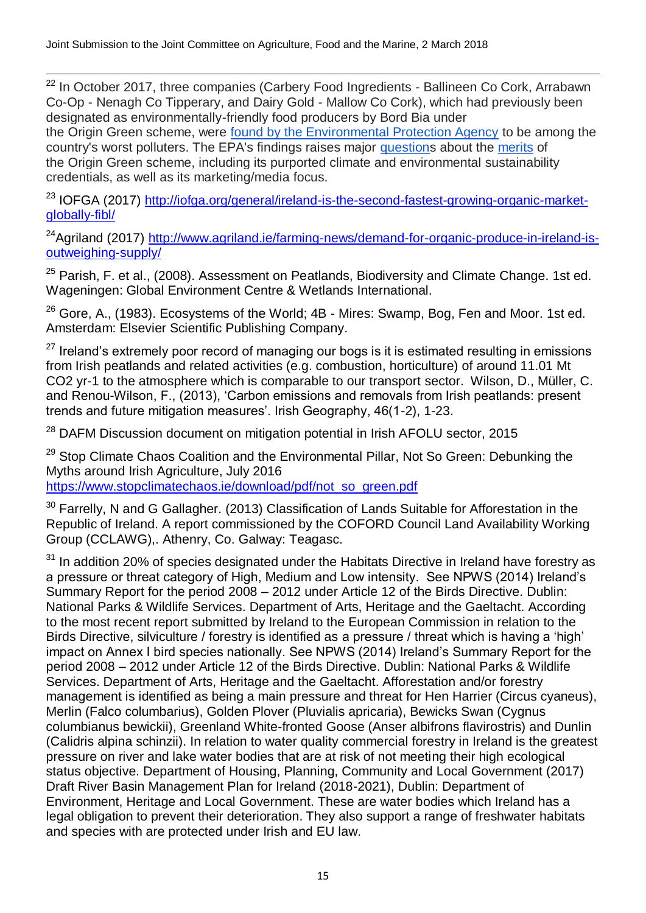[22] In October 2017, three companies (Carbery Food Ingredients - Ballineen Co Cork, Arrabawn Co-Op - Nenagh Co Tipperary, and Dairy Gold - Mallow Co Cork), which had previously been designated as environmentally-friendly food producers by Bord Bia under the Origin Green scheme, were found by the Environmental Protection Agency to be among the country's worst polluters. The EPA's findings raises major questions about the merits of the Origin Green scheme, including its purported climate and environmental sustainability credentials, as well as its marketing/media focus.

[23] IOFGA (2017) http://iofga.org/general/ireland-is-the-second-fastest-growing-organic-market-globally-fibl/

[24] Agriland (2017) http://www.agriland.ie/farming-news/demand-for-organic-produce-in-ireland-is-outweighing-supply/

[25] Parish, F. et al., (2008). Assessment on Peatlands, Biodiversity and Climate Change. 1st ed. Wageningen: Global Environment Centre & Wetlands International.

[26] Gore, A., (1983). Ecosystems of the World; 4B - Mires: Swamp, Bog, Fen and Moor. 1st ed. Amsterdam: Elsevier Scientific Publishing Company.

[27] Ireland's extremely poor record of managing our bogs is it is estimated resulting in emissions from Irish peatlands and related activities (e.g. combustion, horticulture) of around 11.01 Mt $CO_2$ yr-1 to the atmosphere which is comparable to our transport sector. Wilson, D., Müller, C. and Renou-Wilson, F., (2013), 'Carbon emissions and removals from Irish peatlands: present trends and future mitigation measures'. Irish Geography, 46(1-2), 1-23.

[28] DAFM Discussion document on mitigation potential in Irish AFOLU sector, 2015

[29] Stop Climate Chaos Coalition and the Environmental Pillar, Not So Green: Debunking the Myths around Irish Agriculture, July 2016 https://www.stopclimatechaos.ie/download/pdf/not_so_green.pdf

[30] Farrelly, N and G Gallagher. (2013) Classification of Lands Suitable for Afforestation in the Republic of Ireland. A report commissioned by the COFORD Council Land Availability Working Group (CCLAWG),. Athenry, Co. Galway: Teagasc.

[31] In addition 20% of species designated under the Habitats Directive in Ireland have forestry as a pressure or threat category of High, Medium and Low intensity. See NPWS (2014) Ireland's Summary Report for the period 2008 – 2012 under Article 12 of the Birds Directive. Dublin: National Parks & Wildlife Services. Department of Arts, Heritage and the Gaeltacht. According to the most recent report submitted by Ireland to the European Commission in relation to the Birds Directive, silviculture / forestry is identified as a pressure / threat which is having a 'high' impact on Annex I bird species nationally. See NPWS (2014) Ireland's Summary Report for the period 2008 – 2012 under Article 12 of the Birds Directive. Dublin: National Parks & Wildlife Services. Department of Arts, Heritage and the Gaeltacht. Afforestation and/or forestry management is identified as being a main pressure and threat for Hen Harrier (Circus cyaneus), Merlin (Falco columbarius), Golden Plover (Pluvialis apricaria), Bewicks Swan (Cygnus columbianus bewickii), Greenland White-fronted Goose (Anser albifrons flavirostris) and Dunlin (Calidris alpina schinzii). In relation to water quality commercial forestry in Ireland is the greatest pressure on river and lake water bodies that are at risk of not meeting their high ecological status objective. Department of Housing, Planning, Community and Local Government (2017) Draft River Basin Management Plan for Ireland (2018-2021), Dublin: Department of Environment, Heritage and Local Government. These are water bodies which Ireland has a legal obligation to prevent their deterioration. They also support a range of freshwater habitats and species with are protected under Irish and EU law.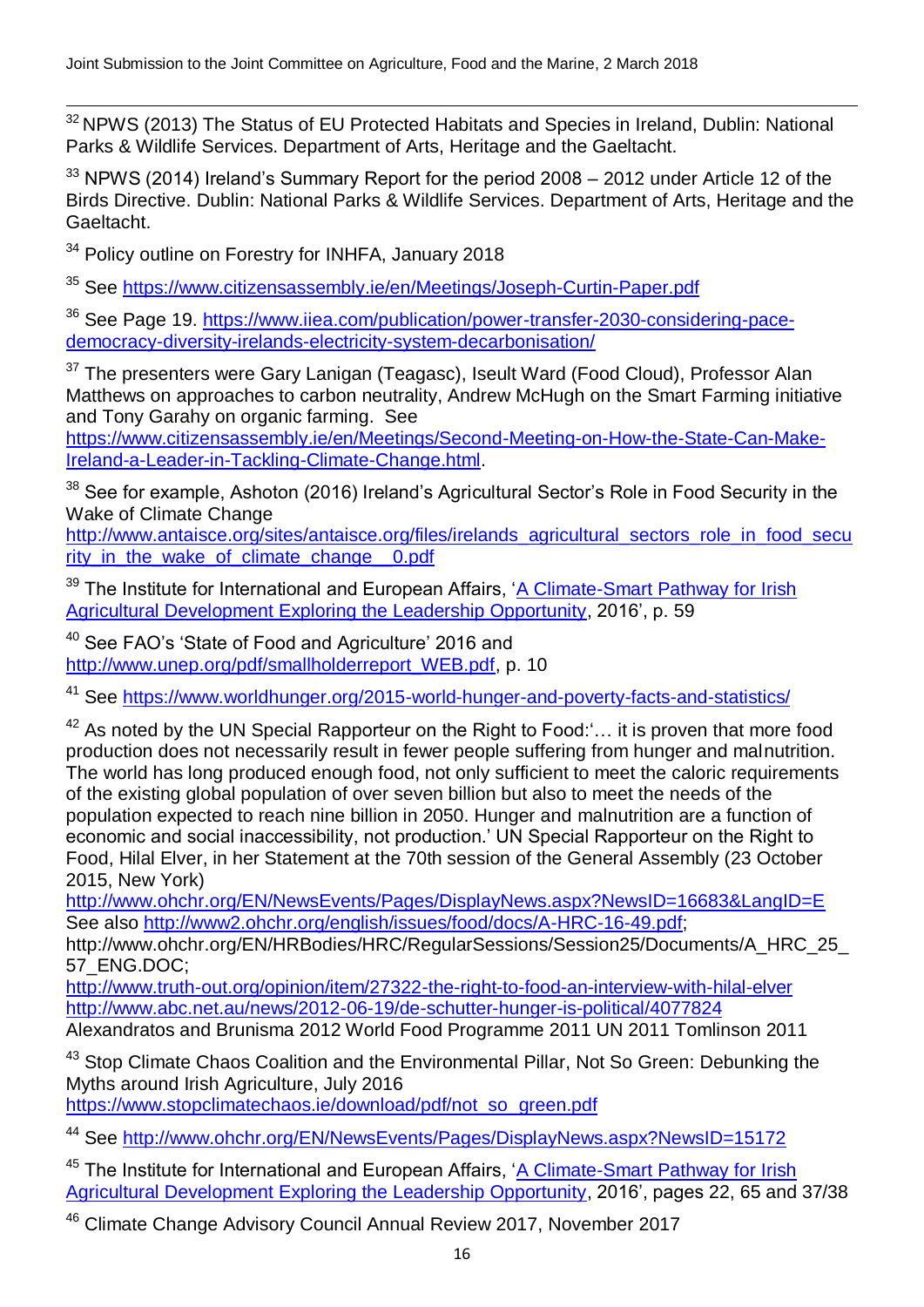[32] NPWS (2013) The Status of EU Protected Habitats and Species in Ireland, Dublin: National Parks & Wildlife Services. Department of Arts, Heritage and the Gaeltacht.

[33] NPWS (2014) Ireland's Summary Report for the period 2008 – 2012 under Article 12 of the Birds Directive. Dublin: National Parks & Wildlife Services. Department of Arts, Heritage and the Gaeltacht.

[34] Policy outline on Forestry for INHFA, January 2018

[35] See https://www.citizensassembly.ie/en/Meetings/Joseph-Curtin-Paper.pdf

[36] See Page 19. https://www.iiea.com/publication/power-transfer-2030-considering-pace-democracy-diversity-irelands-electricity-system-decarbonisation/

[37] The presenters were Gary Lanigan (Teagasc), Iseult Ward (Food Cloud), Professor Alan Matthews on approaches to carbon neutrality, Andrew McHugh on the Smart Farming initiative and Tony Garahy on organic farming. See https://www.citizensassembly.ie/en/Meetings/Second-Meeting-on-How-the-State-Can-Make-Ireland-a-Leader-in-Tackling-Climate-Change.html.

[38] See for example, Ashoton (2016) Ireland's Agricultural Sector's Role in Food Security in the Wake of Climate Change http://www.antaisce.org/sites/antaisce.org/files/irelands_agricultural_sectors_role_in_food_security_in_the_wake_of_climate_change__0.pdf

[39] The Institute for International and European Affairs, 'A Climate-Smart Pathway for Irish Agricultural Development Exploring the Leadership Opportunity, 2016', p. 59

[40] See FAO's 'State of Food and Agriculture' 2016 and http://www.unep.org/pdf/smallholderreport_WEB.pdf, p. 10

[41] See https://www.worldhunger.org/2015-world-hunger-and-poverty-facts-and-statistics/

[42] As noted by the UN Special Rapporteur on the Right to Food:'… it is proven that more food production does not necessarily result in fewer people suffering from hunger and malnutrition. The world has long produced enough food, not only sufficient to meet the caloric requirements of the existing global population of over seven billion but also to meet the needs of the population expected to reach nine billion in 2050. Hunger and malnutrition are a function of economic and social inaccessibility, not production.' UN Special Rapporteur on the Right to Food, Hilal Elver, in her Statement at the 70th session of the General Assembly (23 October 2015, New York)
http://www.ohchr.org/EN/NewsEvents/Pages/DisplayNews.aspx?NewsID=16683&LangID=E
See also http://www2.ohchr.org/english/issues/food/docs/A-HRC-16-49.pdf;
http://www.ohchr.org/EN/HRBodies/HRC/RegularSessions/Session25/Documents/A_HRC_25_57_ENG.DOC;
http://www.truth-out.org/opinion/item/27322-the-right-to-food-an-interview-with-hilal-elver
http://www.abc.net.au/news/2012-06-19/de-schutter-hunger-is-political/4077824
Alexandratos and Brunisma 2012 World Food Programme 2011 UN 2011 Tomlinson 2011

[43] Stop Climate Chaos Coalition and the Environmental Pillar, Not So Green: Debunking the Myths around Irish Agriculture, July 2016
https://www.stopclimatechaos.ie/download/pdf/not_so_green.pdf

[44] See http://www.ohchr.org/EN/NewsEvents/Pages/DisplayNews.aspx?NewsID=15172

[45] The Institute for International and European Affairs, 'A Climate-Smart Pathway for Irish Agricultural Development Exploring the Leadership Opportunity, 2016', pages 22, 65 and 37/38

[46] Climate Change Advisory Council Annual Review 2017, November 2017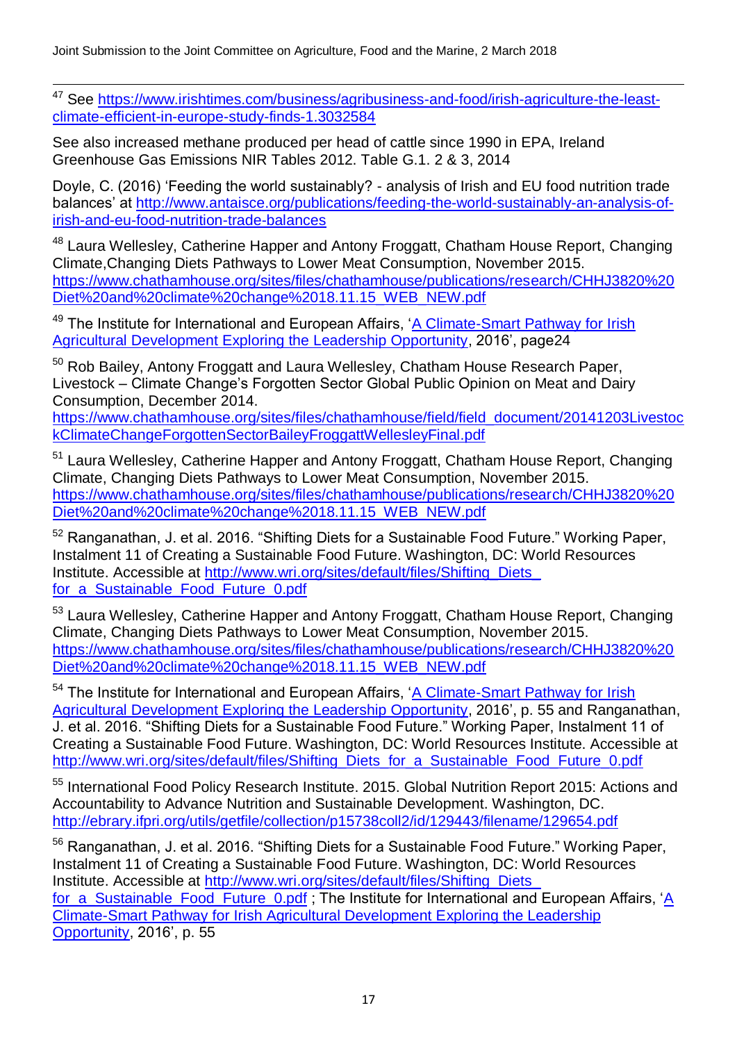[47] See https://www.irishtimes.com/business/agribusiness-and-food/irish-agriculture-the-least-climate-efficient-in-europe-study-finds-1.3032584

See also increased methane produced per head of cattle since 1990 in EPA, Ireland Greenhouse Gas Emissions NIR Tables 2012. Table G.1. 2 & 3, 2014

Doyle, C. (2016) 'Feeding the world sustainably? - analysis of Irish and EU food nutrition trade balances' at http://www.antaisce.org/publications/feeding-the-world-sustainably-an-analysis-of-irish-and-eu-food-nutrition-trade-balances

[48] Laura Wellesley, Catherine Happer and Antony Froggatt, Chatham House Report, Changing Climate,Changing Diets Pathways to Lower Meat Consumption, November 2015. https://www.chathamhouse.org/sites/files/chathamhouse/publications/research/CHHJ3820%20Diet%20and%20climate%20change%2018.11.15_WEB_NEW.pdf

[49] The Institute for International and European Affairs, 'A Climate-Smart Pathway for Irish Agricultural Development Exploring the Leadership Opportunity, 2016', page24

[50] Rob Bailey, Antony Froggatt and Laura Wellesley, Chatham House Research Paper, Livestock – Climate Change's Forgotten Sector Global Public Opinion on Meat and Dairy Consumption, December 2014. https://www.chathamhouse.org/sites/files/chathamhouse/field/field_document/20141203LivestockClimateChangeForgottenSectorBaileyFroggattWellesleyFinal.pdf

[51] Laura Wellesley, Catherine Happer and Antony Froggatt, Chatham House Report, Changing Climate, Changing Diets Pathways to Lower Meat Consumption, November 2015. https://www.chathamhouse.org/sites/files/chathamhouse/publications/research/CHHJ3820%20Diet%20and%20climate%20change%2018.11.15_WEB_NEW.pdf

[52] Ranganathan, J. et al. 2016. "Shifting Diets for a Sustainable Food Future." Working Paper, Instalment 11 of Creating a Sustainable Food Future. Washington, DC: World Resources Institute. Accessible at http://www.wri.org/sites/default/files/Shifting_Diets_for_a_Sustainable_Food_Future_0.pdf

[53] Laura Wellesley, Catherine Happer and Antony Froggatt, Chatham House Report, Changing Climate, Changing Diets Pathways to Lower Meat Consumption, November 2015. https://www.chathamhouse.org/sites/files/chathamhouse/publications/research/CHHJ3820%20Diet%20and%20climate%20change%2018.11.15_WEB_NEW.pdf

[54] The Institute for International and European Affairs, 'A Climate-Smart Pathway for Irish Agricultural Development Exploring the Leadership Opportunity, 2016', p. 55 and Ranganathan, J. et al. 2016. "Shifting Diets for a Sustainable Food Future." Working Paper, Instalment 11 of Creating a Sustainable Food Future. Washington, DC: World Resources Institute. Accessible at http://www.wri.org/sites/default/files/Shifting_Diets_for_a_Sustainable_Food_Future_0.pdf

[55] International Food Policy Research Institute. 2015. Global Nutrition Report 2015: Actions and Accountability to Advance Nutrition and Sustainable Development. Washington, DC. http://ebrary.ifpri.org/utils/getfile/collection/p15738coll2/id/129443/filename/129654.pdf

[56] Ranganathan, J. et al. 2016. "Shifting Diets for a Sustainable Food Future." Working Paper, Instalment 11 of Creating a Sustainable Food Future. Washington, DC: World Resources Institute. Accessible at http://www.wri.org/sites/default/files/Shifting_Diets_for_a_Sustainable_Food_Future_0.pdf ; The Institute for International and European Affairs, 'A Climate-Smart Pathway for Irish Agricultural Development Exploring the Leadership Opportunity, 2016', p. 55